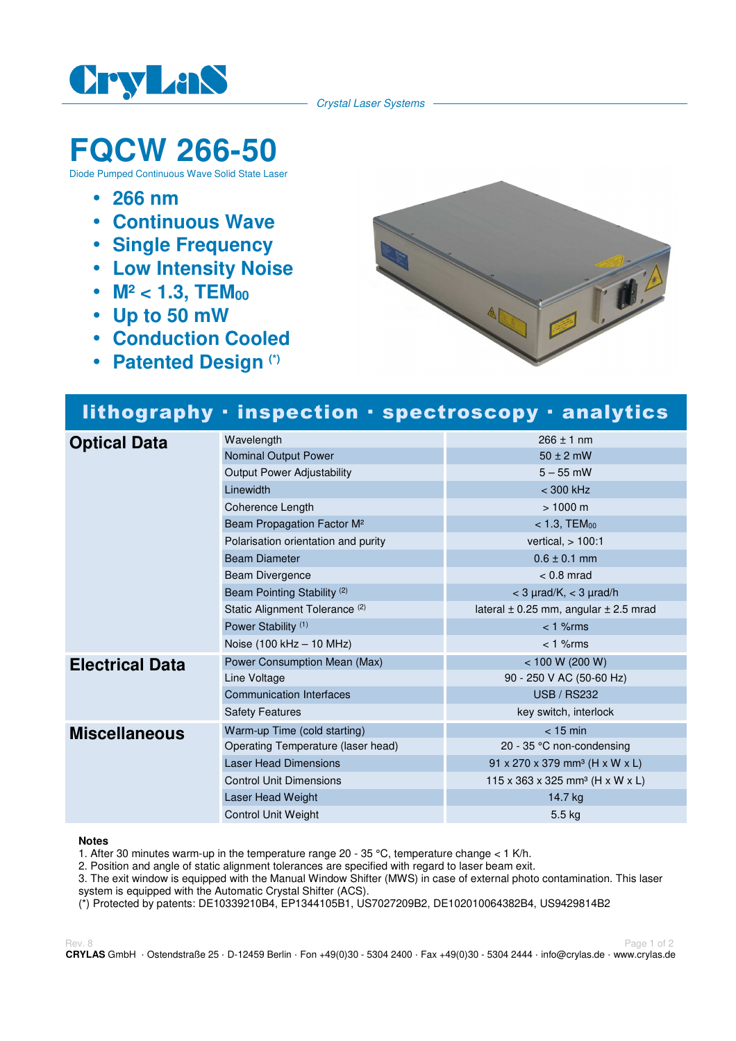CryLaS

*Crystal Laser Systems*

# FQCW 266-50

Diode Pumped Continuous Wave Solid State Laser

- **266 nm**
- **Continuous Wave**
- **Single Frequency**
- **Low Intensity Noise**
- **$M^2 < 1.3$, $TEM_{00}$**
- **Up to 50 mW**
- **Conduction Cooled**
- **Patented Design (*)**

## lithography · inspection · spectroscopy · analytics

| | | |
|---|---|---|
| **Optical Data** | Wavelength | 266 ± 1 nm |
| | Nominal Output Power | 50 ± 2 mW |
| | Output Power Adjustability | 5 – 55 mW |
| | Linewidth | < 300 kHz |
| | Coherence Length | > 1000 m |
| | Beam Propagation Factor $M^2$ | < 1.3, $TEM_{00}$ |
| | Polarisation orientation and purity | vertical, > 100:1 |
| | Beam Diameter | 0.6 ± 0.1 mm |
| | Beam Divergence | < 0.8 mrad |
| | Beam Pointing Stability (2) | < 3 µrad/K, < 3 µrad/h |
| | Static Alignment Tolerance (2) | lateral ± 0.25 mm, angular ± 2.5 mrad |
| | Power Stability (1) | < 1 %rms |
| | Noise (100 kHz – 10 MHz) | < 1 %rms |
| **Electrical Data** | Power Consumption Mean (Max) | < 100 W (200 W) |
| | Line Voltage | 90 - 250 V AC (50-60 Hz) |
| | Communication Interfaces | USB / RS232 |
| | Safety Features | key switch, interlock |
| **Miscellaneous** | Warm-up Time (cold starting) | < 15 min |
| | Operating Temperature (laser head) | 20 - 35 °C non-condensing |
| | Laser Head Dimensions | 91 x 270 x 379 mm³ (H x W x L) |
| | Control Unit Dimensions | 115 x 363 x 325 mm³ (H x W x L) |
| | Laser Head Weight | 14.7 kg |
| | Control Unit Weight | 5.5 kg |

**Notes**

1. After 30 minutes warm-up in the temperature range 20 - 35 °C, temperature change < 1 K/h.
2. Position and angle of static alignment tolerances are specified with regard to laser beam exit.
3. The exit window is equipped with the Manual Window Shifter (MWS) in case of external photo contamination. This laser system is equipped with the Automatic Crystal Shifter (ACS).

(*) Protected by patents: DE10339210B4, EP1344105B1, US7027209B2, DE102010064382B4, US9429814B2

Rev. 8

**CRYLAS** GmbH · Ostendstraße 25 · D-12459 Berlin · Fon +49(0)30 - 5304 2400 · Fax +49(0)30 - 5304 2444 · info@crylas.de · www.crylas.de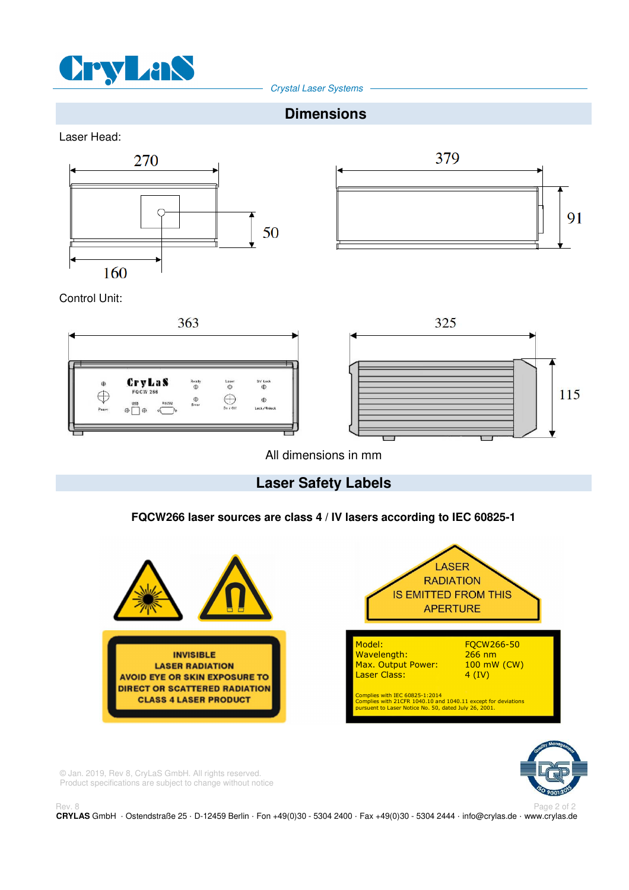## Dimensions

Laser Head:

270

50

160

379

91

Control Unit:

363

325

115

All dimensions in mm

## Laser Safety Labels

**FQCW266 laser sources are class 4 / IV lasers according to IEC 60825-1**

INVISIBLE
LASER RADIATION
AVOID EYE OR SKIN EXPOSURE TO
DIRECT OR SCATTERED RADIATION
CLASS 4 LASER PRODUCT

LASER
RADIATION
IS EMITTED FROM THIS
APERTURE

| | |
|---|---|
| Model: | FQCW266-50 |
| Wavelength: | 266 nm |
| Max. Output Power: | 100 mW (CW) |
| Laser Class: | 4 (IV) |

Complies with IEC 60825-1:2014
Complies with 21CFR 1040.10 and 1040.11 except for deviations pursuant to Laser Notice No. 50, dated July 26, 2001.

© Jan. 2019, Rev 8, CryLaS GmbH. All rights reserved.
Product specifications are subject to change without notice

**CRYLAS** GmbH · Ostendstraße 25 · D-12459 Berlin · Fon +49(0)30 - 5304 2400 · Fax +49(0)30 - 5304 2444 · info@crylas.de · www.crylas.de